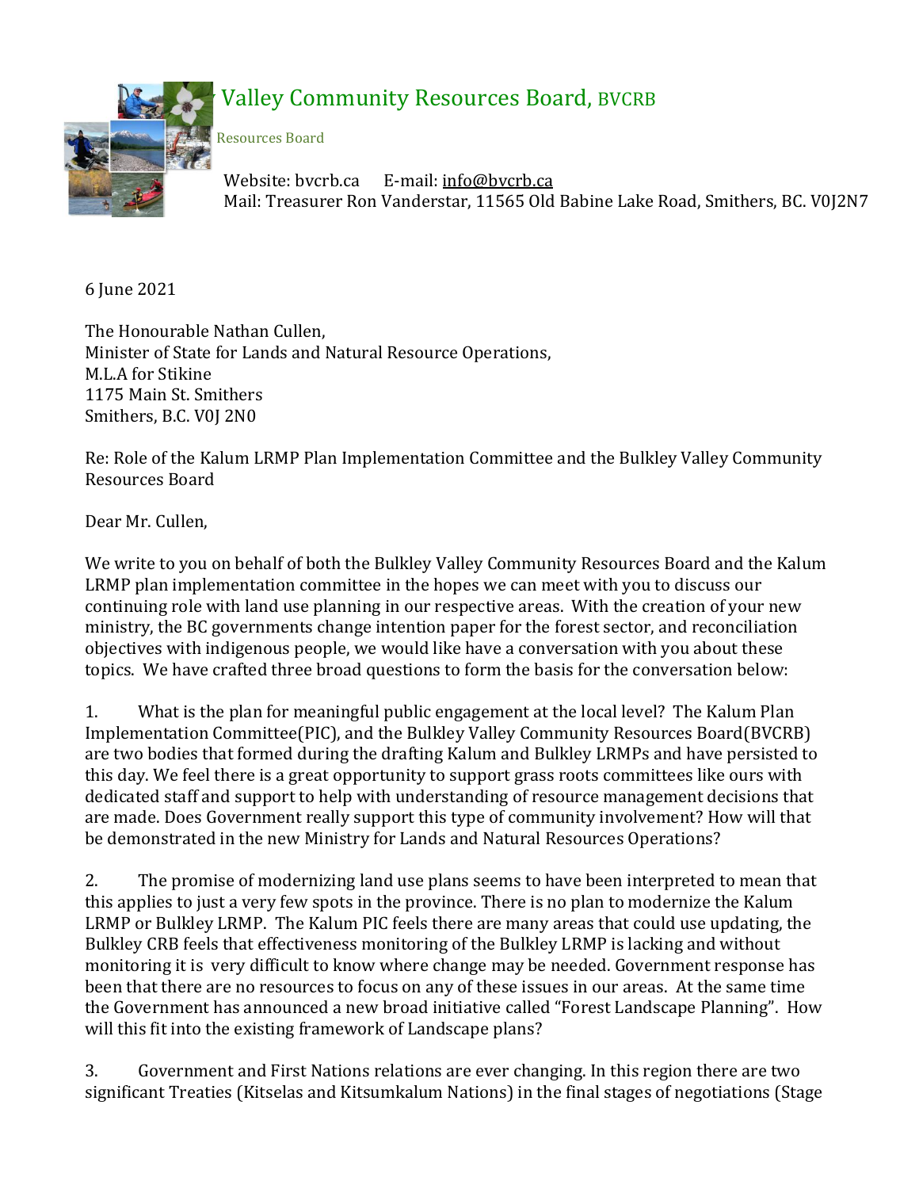Valley Community Resources Board, BVCRB

Resources Board

Website: bvcrb.ca E-mail: info@bvcrb.ca
Mail: Treasurer Ron Vanderstar, 11565 Old Babine Lake Road, Smithers, BC. V0J2N7

6 June 2021

The Honourable Nathan Cullen,
Minister of State for Lands and Natural Resource Operations,
M.L.A for Stikine
1175 Main St. Smithers
Smithers, B.C. V0J 2N0

Re: Role of the Kalum LRMP Plan Implementation Committee and the Bulkley Valley Community Resources Board

Dear Mr. Cullen,

We write to you on behalf of both the Bulkley Valley Community Resources Board and the Kalum LRMP plan implementation committee in the hopes we can meet with you to discuss our continuing role with land use planning in our respective areas. With the creation of your new ministry, the BC governments change intention paper for the forest sector, and reconciliation objectives with indigenous people, we would like have a conversation with you about these topics. We have crafted three broad questions to form the basis for the conversation below:

1. What is the plan for meaningful public engagement at the local level? The Kalum Plan Implementation Committee(PIC), and the Bulkley Valley Community Resources Board(BVCRB) are two bodies that formed during the drafting Kalum and Bulkley LRMPs and have persisted to this day. We feel there is a great opportunity to support grass roots committees like ours with dedicated staff and support to help with understanding of resource management decisions that are made. Does Government really support this type of community involvement? How will that be demonstrated in the new Ministry for Lands and Natural Resources Operations?

2. The promise of modernizing land use plans seems to have been interpreted to mean that this applies to just a very few spots in the province. There is no plan to modernize the Kalum LRMP or Bulkley LRMP. The Kalum PIC feels there are many areas that could use updating, the Bulkley CRB feels that effectiveness monitoring of the Bulkley LRMP is lacking and without monitoring it is very difficult to know where change may be needed. Government response has been that there are no resources to focus on any of these issues in our areas. At the same time the Government has announced a new broad initiative called "Forest Landscape Planning". How will this fit into the existing framework of Landscape plans?

3. Government and First Nations relations are ever changing. In this region there are two significant Treaties (Kitselas and Kitsumkalum Nations) in the final stages of negotiations (Stage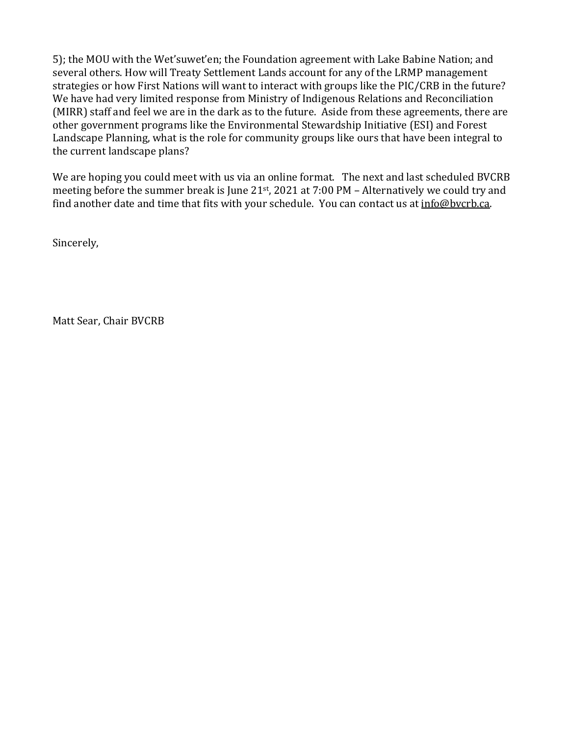5); the MOU with the Wet'suwet'en; the Foundation agreement with Lake Babine Nation; and several others. How will Treaty Settlement Lands account for any of the LRMP management strategies or how First Nations will want to interact with groups like the PIC/CRB in the future? We have had very limited response from Ministry of Indigenous Relations and Reconciliation (MIRR) staff and feel we are in the dark as to the future. Aside from these agreements, there are other government programs like the Environmental Stewardship Initiative (ESI) and Forest Landscape Planning, what is the role for community groups like ours that have been integral to the current landscape plans?

We are hoping you could meet with us via an online format. The next and last scheduled BVCRB meeting before the summer break is June 21st, 2021 at 7:00 PM – Alternatively we could try and find another date and time that fits with your schedule. You can contact us at info@bvcrb.ca.

Sincerely,

Matt Sear, Chair BVCRB